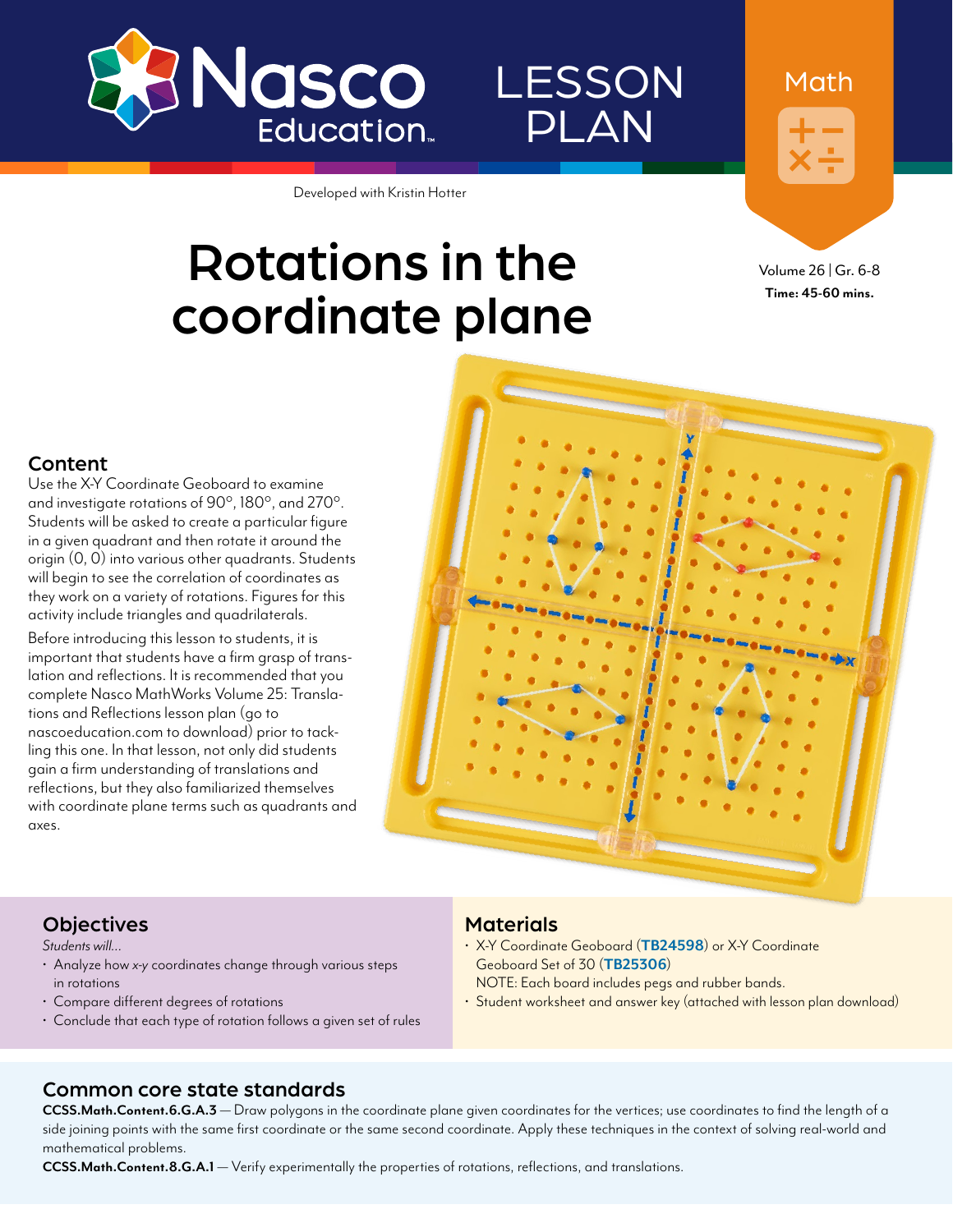Nasco Education

# LESSON PLAN

Math

Developed with Kristin Hotter

# Rotations in the coordinate plane

Volume 26 | Gr. 6-8
**Time: 45-60 mins.**

## Content

Use the X-Y Coordinate Geoboard to examine and investigate rotations of 90°, 180°, and 270°. Students will be asked to create a particular figure in a given quadrant and then rotate it around the origin (0, 0) into various other quadrants. Students will begin to see the correlation of coordinates as they work on a variety of rotations. Figures for this activity include triangles and quadrilaterals.

Before introducing this lesson to students, it is important that students have a firm grasp of translation and reflections. It is recommended that you complete Nasco MathWorks Volume 25: Translations and Reflections lesson plan (go to nascoeducation.com to download) prior to tackling this one. In that lesson, not only did students gain a firm understanding of translations and reflections, but they also familiarized themselves with coordinate plane terms such as quadrants and axes.

## Objectives

*Students will...*

- Analyze how *x-y* coordinates change through various steps in rotations
- Compare different degrees of rotations
- Conclude that each type of rotation follows a given set of rules

## Materials

- X-Y Coordinate Geoboard (**TB24598**) or X-Y Coordinate Geoboard Set of 30 (**TB25306**)
  NOTE: Each board includes pegs and rubber bands.
- Student worksheet and answer key (attached with lesson plan download)

## Common core state standards

**CCSS.Math.Content.6.G.A.3** — Draw polygons in the coordinate plane given coordinates for the vertices; use coordinates to find the length of a side joining points with the same first coordinate or the same second coordinate. Apply these techniques in the context of solving real-world and mathematical problems.

**CCSS.Math.Content.8.G.A.1** — Verify experimentally the properties of rotations, reflections, and translations.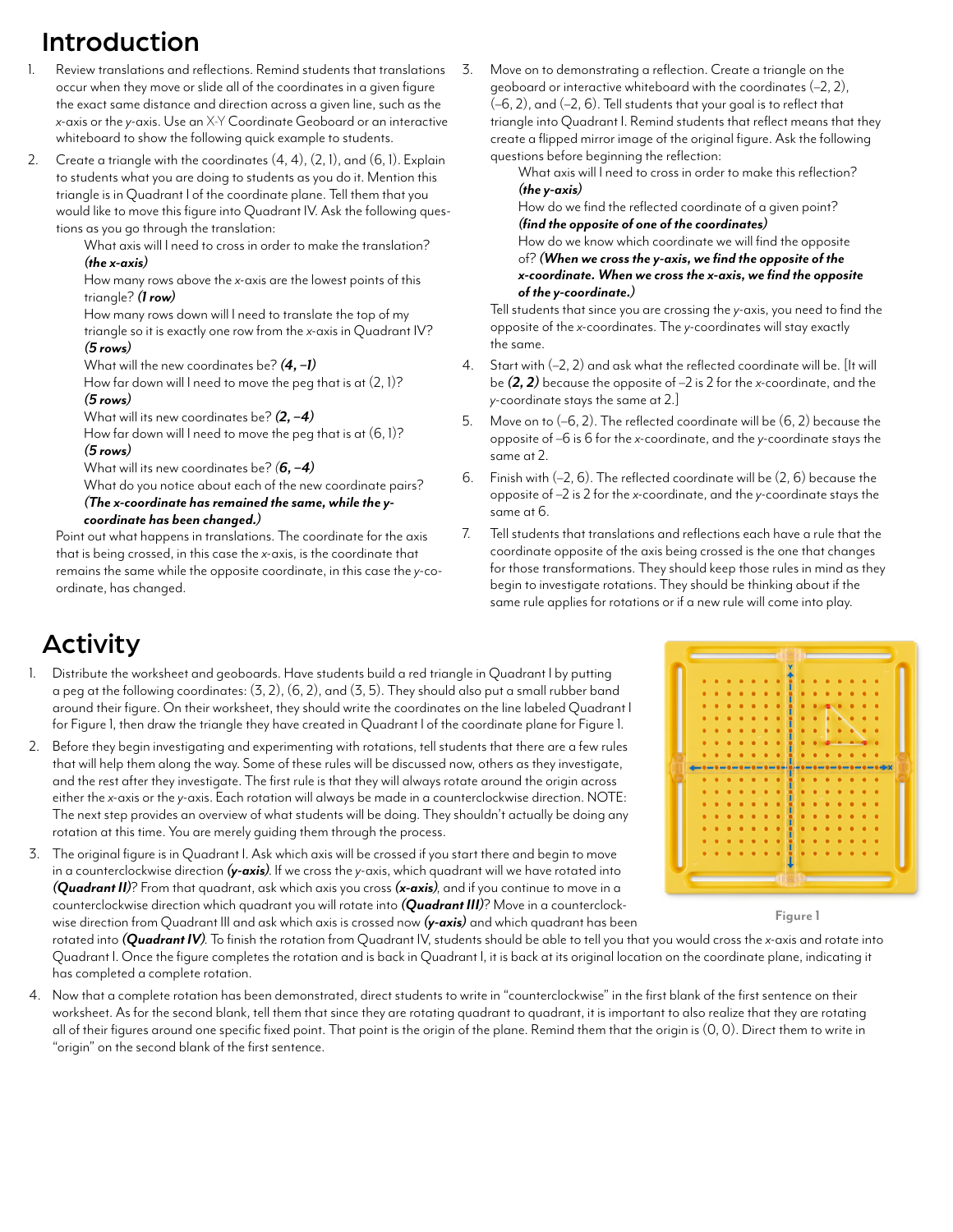# Introduction

1. Review translations and reflections. Remind students that translations occur when they move or slide all of the coordinates in a given figure the exact same distance and direction across a given line, such as the *x*-axis or the *y*-axis. Use an X-Y Coordinate Geoboard or an interactive whiteboard to show the following quick example to students.

2. Create a triangle with the coordinates (4, 4), (2, 1), and (6, 1). Explain to students what you are doing to students as you do it. Mention this triangle is in Quadrant I of the coordinate plane. Tell them that you would like to move this figure into Quadrant IV. Ask the following questions as you go through the translation:

   What axis will I need to cross in order to make the translation? ***(the x-axis)***

   How many rows above the *x*-axis are the lowest points of this triangle? ***(1 row)***

   How many rows down will I need to translate the top of my triangle so it is exactly one row from the *x*-axis in Quadrant IV? ***(5 rows)***

   What will the new coordinates be? ***(4, –1)***

   How far down will I need to move the peg that is at (2, 1)? ***(5 rows)***

   What will its new coordinates be? ***(2, –4)***

   How far down will I need to move the peg that is at (6, 1)? ***(5 rows)***

   What will its new coordinates be? ***(6, –4)***

   What do you notice about each of the new coordinate pairs? ***(The x-coordinate has remained the same, while the y-coordinate has been changed.)***

   Point out what happens in translations. The coordinate for the axis that is being crossed, in this case the *x*-axis, is the coordinate that remains the same while the opposite coordinate, in this case the *y*-coordinate, has changed.

3. Move on to demonstrating a reflection. Create a triangle on the geoboard or interactive whiteboard with the coordinates (–2, 2), (–6, 2), and (–2, 6). Tell students that your goal is to reflect that triangle into Quadrant I. Remind students that reflect means that they create a flipped mirror image of the original figure. Ask the following questions before beginning the reflection:

   What axis will I need to cross in order to make this reflection? ***(the y-axis)***

   How do we find the reflected coordinate of a given point? ***(find the opposite of one of the coordinates)***

   How do we know which coordinate we will find the opposite of? ***(When we cross the y-axis, we find the opposite of the x-coordinate. When we cross the x-axis, we find the opposite of the y-coordinate.)***

   Tell students that since you are crossing the *y*-axis, you need to find the opposite of the *x*-coordinates. The *y*-coordinates will stay exactly the same.

4. Start with (–2, 2) and ask what the reflected coordinate will be. [It will be ***(2, 2)*** because the opposite of –2 is 2 for the *x*-coordinate, and the *y*-coordinate stays the same at 2.]

5. Move on to (–6, 2). The reflected coordinate will be (6, 2) because the opposite of –6 is 6 for the *x*-coordinate, and the *y*-coordinate stays the same at 2.

6. Finish with (–2, 6). The reflected coordinate will be (2, 6) because the opposite of –2 is 2 for the *x*-coordinate, and the *y*-coordinate stays the same at 6.

7. Tell students that translations and reflections each have a rule that the coordinate opposite of the axis being crossed is the one that changes for those transformations. They should keep those rules in mind as they begin to investigate rotations. They should be thinking about if the same rule applies for rotations or if a new rule will come into play.

# Activity

1. Distribute the worksheet and geoboards. Have students build a red triangle in Quadrant I by putting a peg at the following coordinates: (3, 2), (6, 2), and (3, 5). They should also put a small rubber band around their figure. On their worksheet, they should write the coordinates on the line labeled Quadrant I for Figure 1, then draw the triangle they have created in Quadrant I of the coordinate plane for Figure 1.

2. Before they begin investigating and experimenting with rotations, tell students that there are a few rules that will help them along the way. Some of these rules will be discussed now, others as they investigate, and the rest after they investigate. The first rule is that they will always rotate around the origin across either the *x*-axis or the *y*-axis. Each rotation will always be made in a counterclockwise direction. NOTE: The next step provides an overview of what students will be doing. They shouldn't actually be doing any rotation at this time. You are merely guiding them through the process.

3. The original figure is in Quadrant I. Ask which axis will be crossed if you start there and begin to move in a counterclockwise direction ***(y-axis)***. If we cross the *y*-axis, which quadrant will we have rotated into ***(Quadrant II)***? From that quadrant, ask which axis you cross ***(x-axis)***, and if you continue to move in a counterclockwise direction which quadrant you will rotate into ***(Quadrant III)***? Move in a counterclockwise direction from Quadrant III and ask which axis is crossed now ***(y-axis)*** and which quadrant has been rotated into ***(Quadrant IV)***. To finish the rotation from Quadrant IV, students should be able to tell you that you would cross the *x*-axis and rotate into Quadrant I. Once the figure completes the rotation and is back in Quadrant I, it is back at its original location on the coordinate plane, indicating it has completed a complete rotation.

Figure 1

4. Now that a complete rotation has been demonstrated, direct students to write in "counterclockwise" in the first blank of the first sentence on their worksheet. As for the second blank, tell them that since they are rotating quadrant to quadrant, it is important to also realize that they are rotating all of their figures around one specific fixed point. That point is the origin of the plane. Remind them that the origin is (0, 0). Direct them to write in "origin" on the second blank of the first sentence.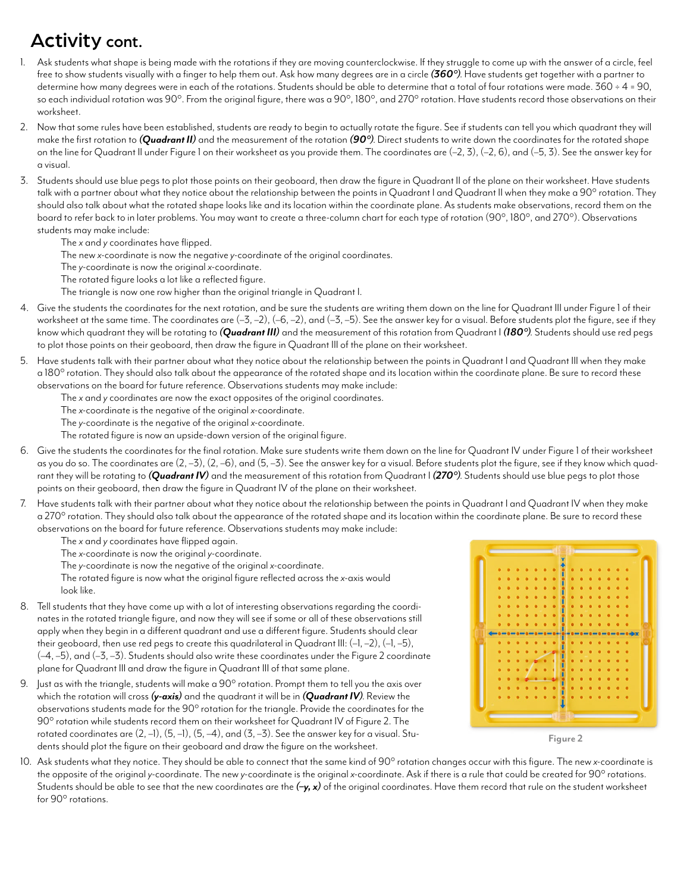# Activity cont.

1. Ask students what shape is being made with the rotations if they are moving counterclockwise. If they struggle to come up with the answer of a circle, feel free to show students visually with a finger to help them out. Ask how many degrees are in a circle ***(360°)***. Have students get together with a partner to determine how many degrees were in each of the rotations. Students should be able to determine that a total of four rotations were made. 360 ÷ 4 = 90, so each individual rotation was 90°. From the original figure, there was a 90°, 180°, and 270° rotation. Have students record those observations on their worksheet.

2. Now that some rules have been established, students are ready to begin to actually rotate the figure. See if students can tell you which quadrant they will make the first rotation to ***(Quadrant II)*** and the measurement of the rotation ***(90°)***. Direct students to write down the coordinates for the rotated shape on the line for Quadrant II under Figure 1 on their worksheet as you provide them. The coordinates are (–2, 3), (–2, 6), and (–5, 3). See the answer key for a visual.

3. Students should use blue pegs to plot those points on their geoboard, then draw the figure in Quadrant II of the plane on their worksheet. Have students talk with a partner about what they notice about the relationship between the points in Quadrant I and Quadrant II when they make a 90° rotation. They should also talk about what the rotated shape looks like and its location within the coordinate plane. As students make observations, record them on the board to refer back to in later problems. You may want to create a three-column chart for each type of rotation (90°, 180°, and 270°). Observations students may make include:
   - The *x* and *y* coordinates have flipped.
   - The new *x*-coordinate is now the negative *y*-coordinate of the original coordinates.
   - The *y*-coordinate is now the original *x*-coordinate.
   - The rotated figure looks a lot like a reflected figure.
   - The triangle is now one row higher than the original triangle in Quadrant I.

4. Give the students the coordinates for the next rotation, and be sure the students are writing them down on the line for Quadrant III under Figure 1 of their worksheet at the same time. The coordinates are (–3, –2), (–6, –2), and (–3, –5). See the answer key for a visual. Before students plot the figure, see if they know which quadrant they will be rotating to ***(Quadrant III)*** and the measurement of this rotation from Quadrant I ***(180°)***. Students should use red pegs to plot those points on their geoboard, then draw the figure in Quadrant III of the plane on their worksheet.

5. Have students talk with their partner about what they notice about the relationship between the points in Quadrant I and Quadrant III when they make a 180° rotation. They should also talk about the appearance of the rotated shape and its location within the coordinate plane. Be sure to record these observations on the board for future reference. Observations students may make include:
   - The *x* and *y* coordinates are now the exact opposites of the original coordinates.
   - The *x*-coordinate is the negative of the original *x*-coordinate.
   - The *y*-coordinate is the negative of the original *x*-coordinate.
   - The rotated figure is now an upside-down version of the original figure.

6. Give the students the coordinates for the final rotation. Make sure students write them down on the line for Quadrant IV under Figure 1 of their worksheet as you do so. The coordinates are (2, –3), (2, –6), and (5, –3). See the answer key for a visual. Before students plot the figure, see if they know which quadrant they will be rotating to ***(Quadrant IV)*** and the measurement of this rotation from Quadrant I ***(270°)***. Students should use blue pegs to plot those points on their geoboard, then draw the figure in Quadrant IV of the plane on their worksheet.

7. Have students talk with their partner about what they notice about the relationship between the points in Quadrant I and Quadrant IV when they make a 270° rotation. They should also talk about the appearance of the rotated shape and its location within the coordinate plane. Be sure to record these observations on the board for future reference. Observations students may make include:
   - The *x* and *y* coordinates have flipped again.
   - The *x*-coordinate is now the original *y*-coordinate.
   - The *y*-coordinate is now the negative of the original *x*-coordinate.
   - The rotated figure is now what the original figure reflected across the *x*-axis would look like.

8. Tell students that they have come up with a lot of interesting observations regarding the coordinates in the rotated triangle figure, and now they will see if some or all of these observations still apply when they begin in a different quadrant and use a different figure. Students should clear their geoboard, then use red pegs to create this quadrilateral in Quadrant III: (–1, –2), (–1, –5), (–4, –5), and (–3, –3). Students should also write these coordinates under the Figure 2 coordinate plane for Quadrant III and draw the figure in Quadrant III of that same plane.

9. Just as with the triangle, students will make a 90° rotation. Prompt them to tell you the axis over which the rotation will cross ***(y-axis)*** and the quadrant it will be in ***(Quadrant IV)***. Review the observations students made for the 90° rotation for the triangle. Provide the coordinates for the 90° rotation while students record them on their worksheet for Quadrant IV of Figure 2. The rotated coordinates are (2, –1), (5, –1), (5, –4), and (3, –3). See the answer key for a visual. Students should plot the figure on their geoboard and draw the figure on the worksheet.

Figure 2

10. Ask students what they notice. They should be able to connect that the same kind of 90° rotation changes occur with this figure. The new *x*-coordinate is the opposite of the original *y*-coordinate. The new *y*-coordinate is the original *x*-coordinate. Ask if there is a rule that could be created for 90° rotations. Students should be able to see that the new coordinates are the ***(–y, x)*** of the original coordinates. Have them record that rule on the student worksheet for 90° rotations.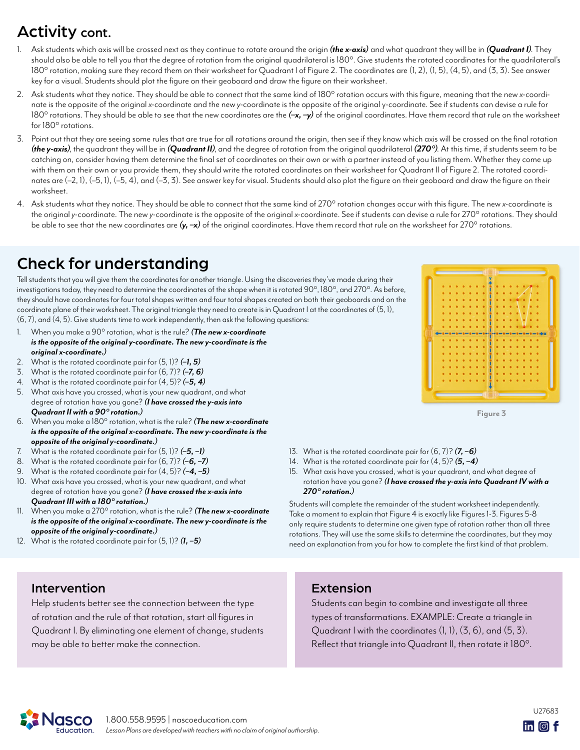## Activity cont.

1. Ask students which axis will be crossed next as they continue to rotate around the origin ***(the x-axis)*** and what quadrant they will be in ***(Quadrant I)***. They should also be able to tell you that the degree of rotation from the original quadrilateral is 180°. Give students the rotated coordinates for the quadrilateral's 180° rotation, making sure they record them on their worksheet for Quadrant I of Figure 2. The coordinates are (1, 2), (1, 5), (4, 5), and (3, 3). See answer key for a visual. Students should plot the figure on their geoboard and draw the figure on their worksheet.
2. Ask students what they notice. They should be able to connect that the same kind of 180° rotation occurs with this figure, meaning that the new *x*-coordinate is the opposite of the original *x*-coordinate and the new *y*-coordinate is the opposite of the original y-coordinate. See if students can devise a rule for 180° rotations. They should be able to see that the new coordinates are the ***(–x, –y)*** of the original coordinates. Have them record that rule on the worksheet for 180° rotations.
3. Point out that they are seeing some rules that are true for all rotations around the origin, then see if they know which axis will be crossed on the final rotation ***(the y-axis)***, the quadrant they will be in ***(Quadrant II)***, and the degree of rotation from the original quadrilateral ***(270°)***. At this time, if students seem to be catching on, consider having them determine the final set of coordinates on their own or with a partner instead of you listing them. Whether they come up with them on their own or you provide them, they should write the rotated coordinates on their worksheet for Quadrant II of Figure 2. The rotated coordinates are (–2, 1), (–5, 1), (–5, 4), and (–3, 3). See answer key for visual. Students should also plot the figure on their geoboard and draw the figure on their worksheet.
4. Ask students what they notice. They should be able to connect that the same kind of 270° rotation changes occur with this figure. The new *x*-coordinate is the original *y*-coordinate. The new *y*-coordinate is the opposite of the original *x*-coordinate. See if students can devise a rule for 270° rotations. They should be able to see that the new coordinates are ***(y, –x)*** of the original coordinates. Have them record that rule on the worksheet for 270° rotations.

## Check for understanding

Tell students that you will give them the coordinates for another triangle. Using the discoveries they've made during their investigations today, they need to determine the coordinates of the shape when it is rotated 90°, 180°, and 270°. As before, they should have coordinates for four total shapes written and four total shapes created on both their geoboards and on the coordinate plane of their worksheet. The original triangle they need to create is in Quadrant I at the coordinates of (5, 1), (6, 7), and (4, 5). Give students time to work independently, then ask the following questions:

1. When you make a 90° rotation, what is the rule? ***(The new x-coordinate is the opposite of the original y-coordinate. The new y-coordinate is the original x-coordinate.)***
2. What is the rotated coordinate pair for (5, 1)? ***(–1, 5)***
3. What is the rotated coordinate pair for (6, 7)? ***(–7, 6)***
4. What is the rotated coordinate pair for (4, 5)? ***(–5, 4)***
5. What axis have you crossed, what is your new quadrant, and what degree of rotation have you gone? ***(I have crossed the y-axis into Quadrant II with a 90° rotation.)***
6. When you make a 180° rotation, what is the rule? ***(The new x-coordinate is the opposite of the original x-coordinate. The new y-coordinate is the opposite of the original y-coordinate.)***
7. What is the rotated coordinate pair for (5, 1)? ***(–5, –1)***
8. What is the rotated coordinate pair for (6, 7)? ***(–6, –7)***
9. What is the rotated coordinate pair for (4, 5)? ***(–4, –5)***
10. What axis have you crossed, what is your new quadrant, and what degree of rotation have you gone? ***(I have crossed the x-axis into Quadrant III with a 180° rotation.)***
11. When you make a 270° rotation, what is the rule? ***(The new x-coordinate is the opposite of the original x-coordinate. The new y-coordinate is the opposite of the original y-coordinate.)***
12. What is the rotated coordinate pair for (5, 1)? ***(1, –5)***
13. What is the rotated coordinate pair for (6, 7)? ***(7, –6)***
14. What is the rotated coordinate pair for (4, 5)? ***(5, –4)***
15. What axis have you crossed, what is your quadrant, and what degree of rotation have you gone? ***(I have crossed the y-axis into Quadrant IV with a 270° rotation.)***

Figure 3

Students will complete the remainder of the student worksheet independently. Take a moment to explain that Figure 4 is exactly like Figures 1-3. Figures 5-8 only require students to determine one given type of rotation rather than all three rotations. They will use the same skills to determine the coordinates, but they may need an explanation from you for how to complete the first kind of that problem.

### Intervention

Help students better see the connection between the type of rotation and the rule of that rotation, start all figures in Quadrant I. By eliminating one element of change, students may be able to better make the connection.

### Extension

Students can begin to combine and investigate all three types of transformations. EXAMPLE: Create a triangle in Quadrant I with the coordinates (1, 1), (3, 6), and (5, 3). Reflect that triangle into Quadrant II, then rotate it 180°.

1.800.558.9595 | nascoeducation.com

*Lesson Plans are developed with teachers with no claim of original authorship.*

U27683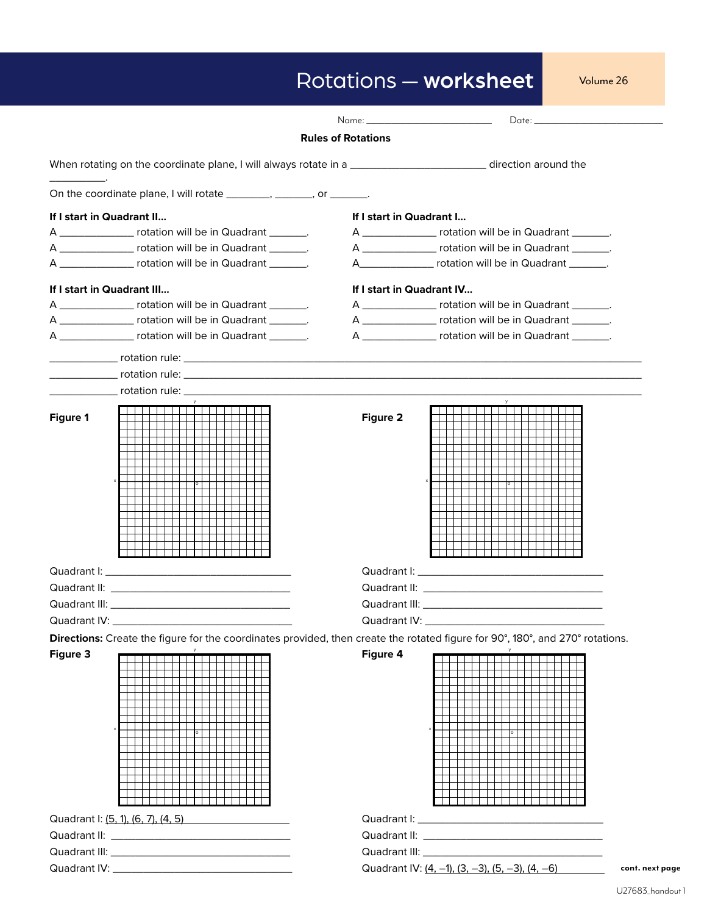# Rotations — worksheet

Name: ______________________ Date: ______________________

**Rules of Rotations**

When rotating on the coordinate plane, I will always rotate in a ______________________ direction around the __________.

On the coordinate plane, I will rotate ________, _______, or _______.

**If I start in Quadrant II...**

A _____________ rotation will be in Quadrant _______.
A _____________ rotation will be in Quadrant _______.
A _____________ rotation will be in Quadrant _______.

**If I start in Quadrant I...**

A _____________ rotation will be in Quadrant _______.
A _____________ rotation will be in Quadrant _______.
A_____________ rotation will be in Quadrant _______.

**If I start in Quadrant III...**

A _____________ rotation will be in Quadrant _______.
A _____________ rotation will be in Quadrant _______.
A _____________ rotation will be in Quadrant _______.

**If I start in Quadrant IV...**

A _____________ rotation will be in Quadrant _______.
A _____________ rotation will be in Quadrant _______.
A _____________ rotation will be in Quadrant _______.

____________ rotation rule: ______________________________________________________________________

____________ rotation rule: ______________________________________________________________________

____________ rotation rule: ______________________________________________________________________

**Figure 1**

Quadrant I: ________________________________
Quadrant II: ________________________________
Quadrant III: ________________________________
Quadrant IV: ________________________________

**Figure 2**

Quadrant I: ________________________________
Quadrant II: ________________________________
Quadrant III: ________________________________
Quadrant IV: ________________________________

**Directions:** Create the figure for the coordinates provided, then create the rotated figure for 90°, 180°, and 270° rotations.

**Figure 3**

Quadrant I: (5, 1), (6, 7), (4, 5)
Quadrant II: ________________________________
Quadrant III: ________________________________
Quadrant IV: ________________________________

**Figure 4**

Quadrant I: ________________________________
Quadrant II: ________________________________
Quadrant III: ________________________________
Quadrant IV: (4, –1), (3, –3), (5, –3), (4, –6)

**cont. next page**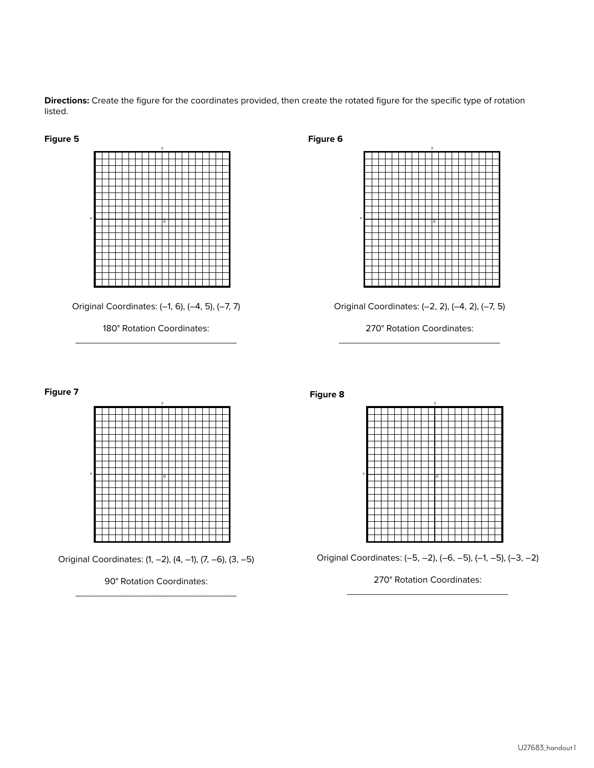**Directions:** Create the figure for the coordinates provided, then create the rotated figure for the specific type of rotation listed.

**Figure 5**

Original Coordinates: (–1, 6), (–4, 5), (–7, 7)

180° Rotation Coordinates: \_\_\_\_\_\_\_\_\_\_\_\_\_\_\_\_\_\_\_\_\_\_\_\_\_\_\_\_\_\_\_\_\_\_

**Figure 6**

Original Coordinates: (–2, 2), (–4, 2), (–7, 5)

270° Rotation Coordinates: \_\_\_\_\_\_\_\_\_\_\_\_\_\_\_\_\_\_\_\_\_\_\_\_\_\_\_\_\_\_\_\_\_\_

**Figure 7**

Original Coordinates: (1, –2), (4, –1), (7, –6), (3, –5)

90° Rotation Coordinates: \_\_\_\_\_\_\_\_\_\_\_\_\_\_\_\_\_\_\_\_\_\_\_\_\_\_\_\_\_\_\_\_\_\_

**Figure 8**

Original Coordinates: (–5, –2), (–6, –5), (–1, –5), (–3, –2)

270° Rotation Coordinates: \_\_\_\_\_\_\_\_\_\_\_\_\_\_\_\_\_\_\_\_\_\_\_\_\_\_\_\_\_\_\_\_\_\_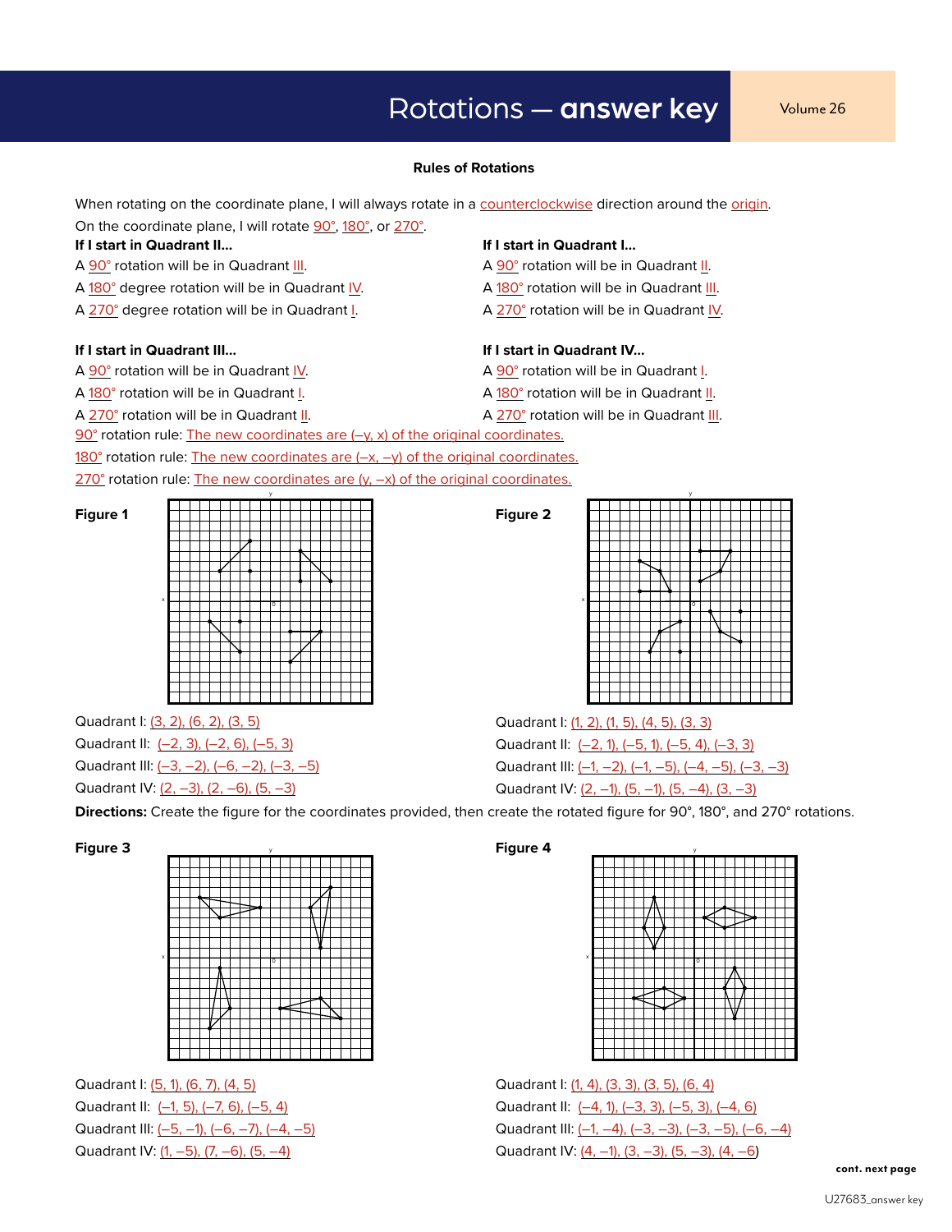# Rotations — answer key

## Rules of Rotations

When rotating on the coordinate plane, I will always rotate in a counterclockwise direction around the origin.

On the coordinate plane, I will rotate 90°, 180°, or 270°.

**If I start in Quadrant II...**

A 90° rotation will be in Quadrant III.

A 180° degree rotation will be in Quadrant IV.

A 270° degree rotation will be in Quadrant I.

**If I start in Quadrant I...**

A 90° rotation will be in Quadrant II.

A 180° rotation will be in Quadrant III.

A 270° rotation will be in Quadrant IV.

**If I start in Quadrant III...**

A 90° rotation will be in Quadrant IV.

A 180° rotation will be in Quadrant I.

A 270° rotation will be in Quadrant II.

**If I start in Quadrant IV...**

A 90° rotation will be in Quadrant I.

A 180° rotation will be in Quadrant II.

A 270° rotation will be in Quadrant III.

90° rotation rule: The new coordinates are (–y, x) of the original coordinates.

180° rotation rule: The new coordinates are (–x, –y) of the original coordinates.

270° rotation rule: The new coordinates are (y, –x) of the original coordinates.

**Figure 1**

Quadrant I: (3, 2), (6, 2), (3, 5)

Quadrant II: (–2, 3), (–2, 6), (–5, 3)

Quadrant III: (–3, –2), (–6, –2), (–3, –5)

Quadrant IV: (2, –3), (2, –6), (5, –3)

**Figure 2**

Quadrant I: (1, 2), (1, 5), (4, 5), (3, 3)

Quadrant II: (–2, 1), (–5, 1), (–5, 4), (–3, 3)

Quadrant III: (–1, –2), (–1, –5), (–4, –5), (–3, –3)

Quadrant IV: (2, –1), (5, –1), (5, –4), (3, –3)

**Directions:** Create the figure for the coordinates provided, then create the rotated figure for 90°, 180°, and 270° rotations.

**Figure 3**

Quadrant I: (5, 1), (6, 7), (4, 5)

Quadrant II: (–1, 5), (–7, 6), (–5, 4)

Quadrant III: (–5, –1), (–6, –7), (–4, –5)

Quadrant IV: (1, –5), (7, –6), (5, –4)

**Figure 4**

Quadrant I: (1, 4), (3, 3), (3, 5), (6, 4)

Quadrant II: (–4, 1), (–3, 3), (–5, 3), (–4, 6)

Quadrant III: (–1, –4), (–3, –3), (–3, –5), (–6, –4)

Quadrant IV: (4, –1), (3, –3), (5, –3), (4, –6)

**cont. next page**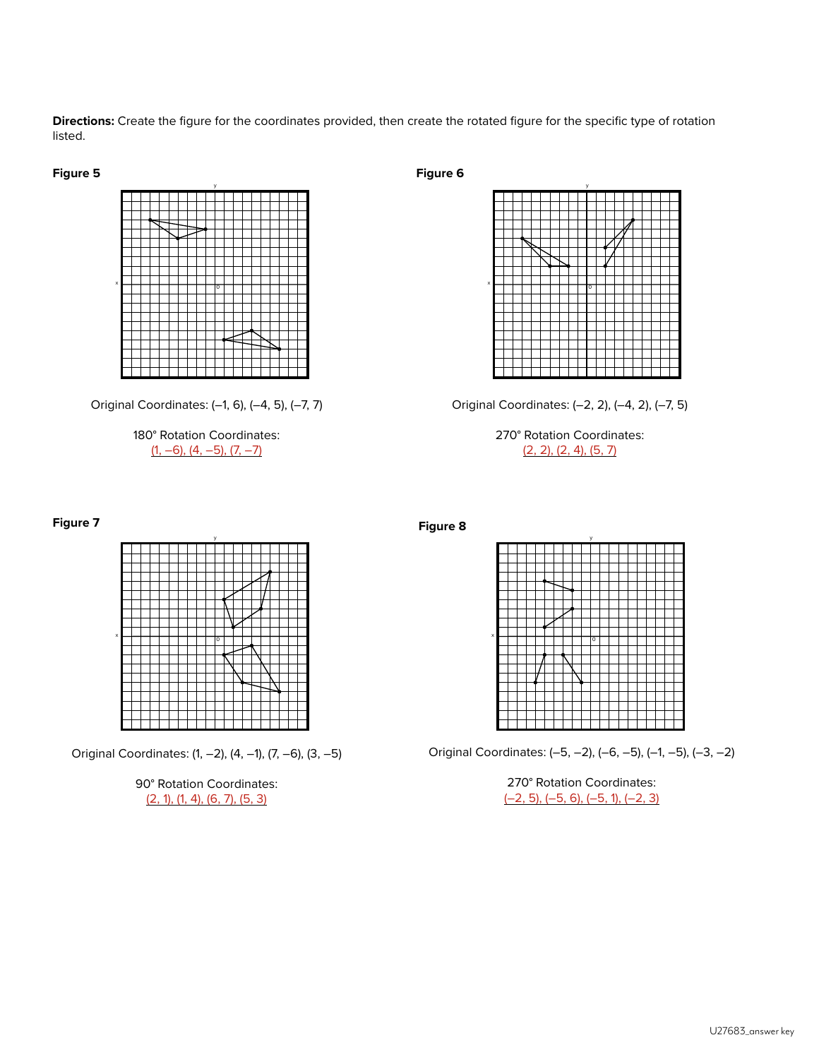**Directions:** Create the figure for the coordinates provided, then create the rotated figure for the specific type of rotation listed.

**Figure 5**

y

x

0

Original Coordinates: (–1, 6), (–4, 5), (–7, 7)

180° Rotation Coordinates:
(1, –6), (4, –5), (7, –7)

**Figure 6**

y

x

0

Original Coordinates: (–2, 2), (–4, 2), (–7, 5)

270° Rotation Coordinates:
(2, 2), (2, 4), (5, 7)

**Figure 7**

y

x

0

Original Coordinates: (1, –2), (4, –1), (7, –6), (3, –5)

90° Rotation Coordinates:
(2, 1), (1, 4), (6, 7), (5, 3)

**Figure 8**

y

x

0

Original Coordinates: (–5, –2), (–6, –5), (–1, –5), (–3, –2)

270° Rotation Coordinates:
(–2, 5), (–5, 6), (–5, 1), (–2, 3)

U27683_answer key